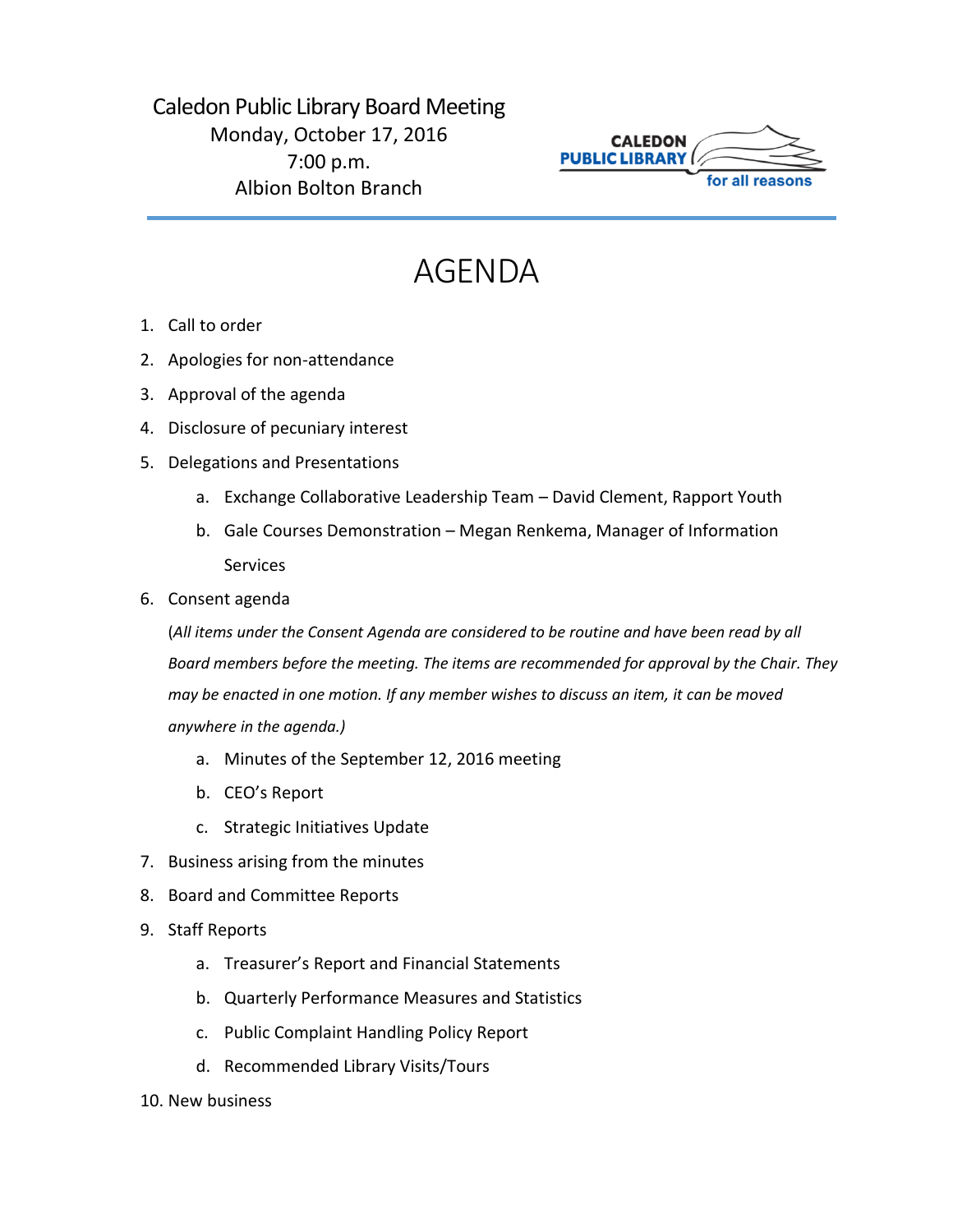Caledon Public Library Board Meeting
Monday, October 17, 2016
7:00 p.m.
Albion Bolton Branch

CALEDON PUBLIC LIBRARY for all reasons

# AGENDA

1. Call to order
2. Apologies for non-attendance
3. Approval of the agenda
4. Disclosure of pecuniary interest
5. Delegations and Presentations
    a. Exchange Collaborative Leadership Team – David Clement, Rapport Youth
    b. Gale Courses Demonstration – Megan Renkema, Manager of Information Services
6. Consent agenda

    (*All items under the Consent Agenda are considered to be routine and have been read by all Board members before the meeting. The items are recommended for approval by the Chair. They may be enacted in one motion. If any member wishes to discuss an item, it can be moved anywhere in the agenda.)*

    a. Minutes of the September 12, 2016 meeting
    b. CEO's Report
    c. Strategic Initiatives Update
7. Business arising from the minutes
8. Board and Committee Reports
9. Staff Reports
    a. Treasurer's Report and Financial Statements
    b. Quarterly Performance Measures and Statistics
    c. Public Complaint Handling Policy Report
    d. Recommended Library Visits/Tours
10. New business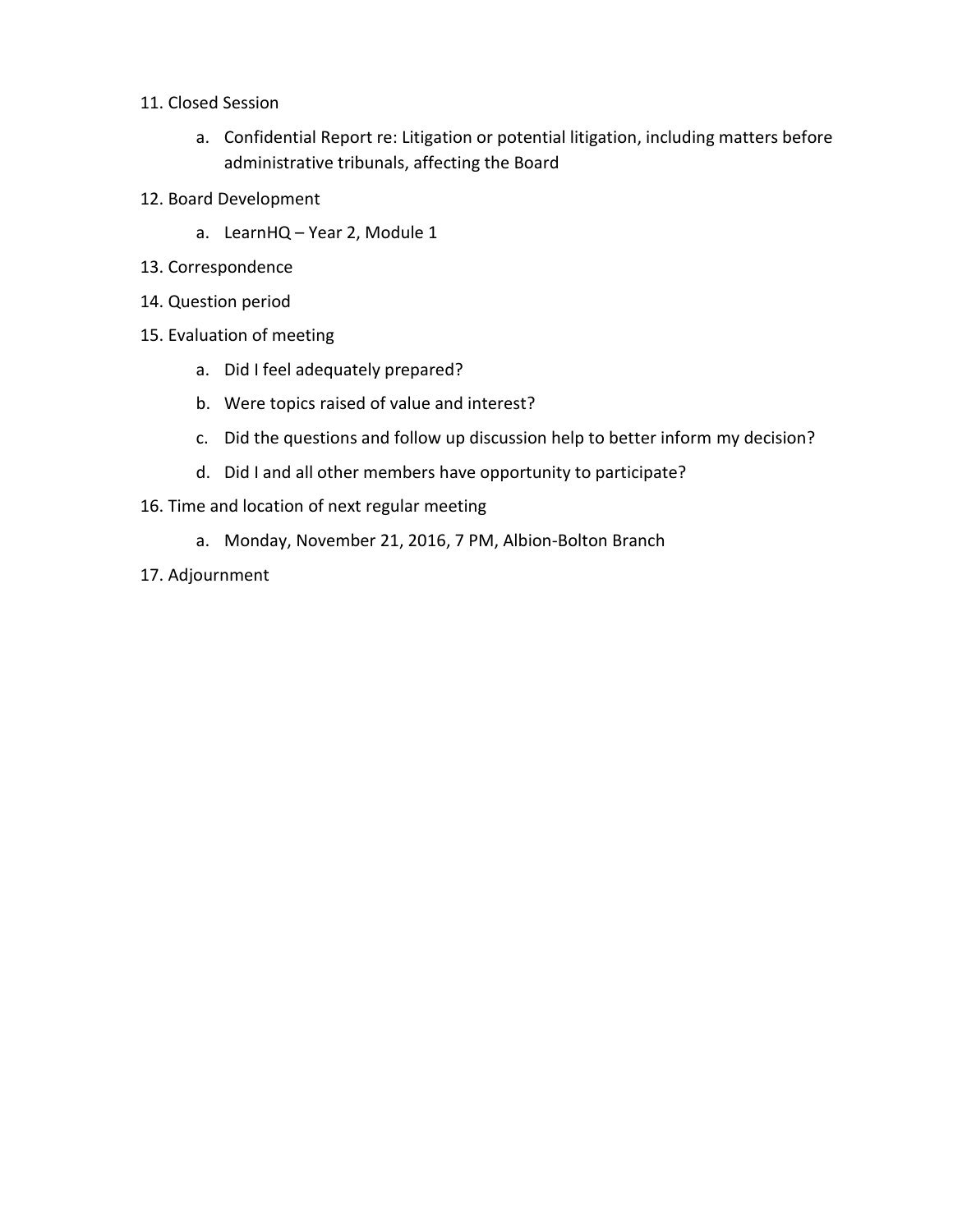11. Closed Session

    a. Confidential Report re: Litigation or potential litigation, including matters before administrative tribunals, affecting the Board

12. Board Development

    a. LearnHQ – Year 2, Module 1

13. Correspondence

14. Question period

15. Evaluation of meeting

    a. Did I feel adequately prepared?

    b. Were topics raised of value and interest?

    c. Did the questions and follow up discussion help to better inform my decision?

    d. Did I and all other members have opportunity to participate?

16. Time and location of next regular meeting

    a. Monday, November 21, 2016, 7 PM, Albion-Bolton Branch

17. Adjournment